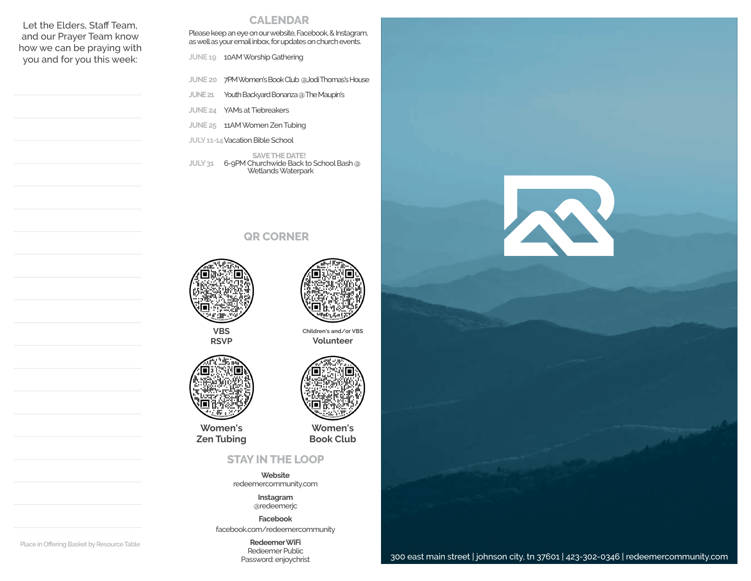Let the Elders, Staff Team, and our Prayer Team know how we can be praying with you and for you this week:

Place in Offering Basket by Resource Table

## CALENDAR

Please keep an eye on our website, Facebook, & Instagram, as well as your email inbox, for updates on church events.

JUNE 19 10AM Worship Gathering

JUNE 20 7PM Women's Book Club @Jodi Thomas's House

JUNE 21 Youth Backyard Bonanza @ The Maupin's

JUNE 24 YAMs at Tiebreakers

JUNE 25 11AM Women Zen Tubing

JULY 11-14 Vacation Bible School

SAVE THE DATE!

JULY 31 6-9PM Churchwide Back to School Bash @ Wetlands Waterpark

## QR CORNER

**VBS RSVP**

Children's and/or VBS **Volunteer**

**Women's Zen Tubing**

**Women's Book Club**

## STAY IN THE LOOP

**Website**
redeemercommunity.com

**Instagram**
@redeemerjc

**Facebook**
facebook.com/redeemercommunity

**Redeemer WiFi**
Redeemer Public
Password: enjoychrist

300 east main street | johnson city, tn 37601 | 423-302-0346 | redeemercommunity.com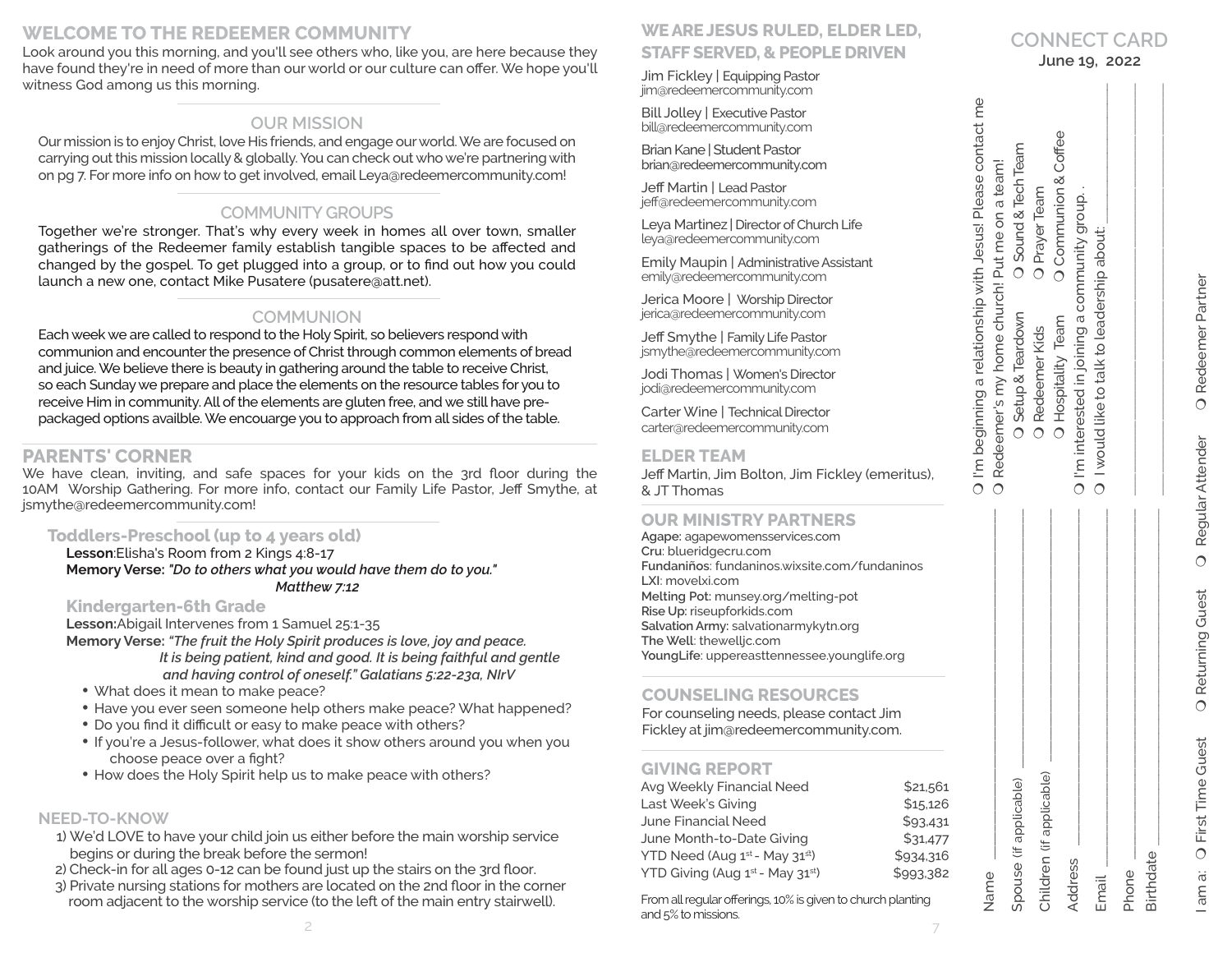## WELCOME TO THE REDEEMER COMMUNITY

Look around you this morning, and you'll see others who, like you, are here because they have found they're in need of more than our world or our culture can offer. We hope you'll witness God among us this morning.

### OUR MISSION

Our mission is to enjoy Christ, love His friends, and engage our world. We are focused on carrying out this mission locally & globally. You can check out who we're partnering with on pg 7. For more info on how to get involved, email Leya@redeemercommunity.com!

### COMMUNITY GROUPS

Together we're stronger. That's why every week in homes all over town, smaller gatherings of the Redeemer family establish tangible spaces to be affected and changed by the gospel. To get plugged into a group, or to find out how you could launch a new one, contact Mike Pusatere (pusatere@att.net).

### COMMUNION

Each week we are called to respond to the Holy Spirit, so believers respond with communion and encounter the presence of Christ through common elements of bread and juice. We believe there is beauty in gathering around the table to receive Christ, so each Sunday we prepare and place the elements on the resource tables for you to receive Him in community. All of the elements are gluten free, and we still have pre-packaged options availble. We encouarge you to approach from all sides of the table.

## PARENTS' CORNER

We have clean, inviting, and safe spaces for your kids on the 3rd floor during the 10AM Worship Gathering. For more info, contact our Family Life Pastor, Jeff Smythe, at jsmythe@redeemercommunity.com!

### Toddlers-Preschool (up to 4 years old)

**Lesson**:Elisha's Room from 2 Kings 4:8-17

**Memory Verse:** ***"Do to others what you would have them do to you." Matthew 7:12***

### Kindergarten-6th Grade

**Lesson:**Abigail Intervenes from 1 Samuel 25:1-35

**Memory Verse:** ***"The fruit the Holy Spirit produces is love, joy and peace. It is being patient, kind and good. It is being faithful and gentle and having control of oneself." Galatians 5:22-23a, NIrV***

- What does it mean to make peace?
- Have you ever seen someone help others make peace? What happened?
- Do you find it difficult or easy to make peace with others?
- If you're a Jesus-follower, what does it show others around you when you choose peace over a fight?
- How does the Holy Spirit help us to make peace with others?

### NEED-TO-KNOW

1) We'd LOVE to have your child join us either before the main worship service begins or during the break before the sermon!
2) Check-in for all ages 0-12 can be found just up the stairs on the 3rd floor.
3) Private nursing stations for mothers are located on the 2nd floor in the corner room adjacent to the worship service (to the left of the main entry stairwell).

## WE ARE JESUS RULED, ELDER LED, STAFF SERVED, & PEOPLE DRIVEN

Jim Fickley | Equipping Pastor
jim@redeemercommunity.com

Bill Jolley | Executive Pastor
bill@redeemercommunity.com

Brian Kane | Student Pastor
brian@redeemercommunity.com

Jeff Martin | Lead Pastor
jeff@redeemercommunity.com

Leya Martinez | Director of Church Life
leya@redeemercommunity.com

Emily Maupin | Administrative Assistant
emily@redeemercommunity.com

Jerica Moore | Worship Director
jerica@redeemercommunity.com

Jeff Smythe | Family Life Pastor
jsmythe@redeemercommunity.com

Jodi Thomas | Women's Director
jodi@redeemercommunity.com

Carter Wine | Technical Director
carter@redeemercommunity.com

## ELDER TEAM

Jeff Martin, Jim Bolton, Jim Fickley (emeritus), & JT Thomas

## OUR MINISTRY PARTNERS

**Agape**: agapewomensservices.com
**Cru**: blueridgecru.com
**Fundaniños**: fundaninos.wixsite.com/fundaninos
**LXI**: movelxi.com
**Melting Pot:** munsey.org/melting-pot
**Rise Up:** riseupforkids.com
**Salvation Army:** salvationarmykytn.org
**The Well**: thewelljc.com
**YoungLife**: uppereasttennessee.younglife.org

## COUNSELING RESOURCES

For counseling needs, please contact Jim Fickley at jim@redeemercommunity.com.

## GIVING REPORT

| | |
|---|---|
| Avg Weekly Financial Need | $21,561 |
| Last Week's Giving | $15,126 |
| June Financial Need | $93,431 |
| June Month-to-Date Giving | $31,477 |
| YTD Need (Aug 1st - May 31st) | $934,316 |
| YTD Giving (Aug 1st - May 31st) | $993,382 |

From all regular offerings, 10% is given to church planting and 5% to missions.

## CONNECT CARD

June 19, 2022

Name ____________________
Spouse (if applicable) ____________________
Children (if applicable) ____________________
Address ____________________
Email ____________________
Phone ____________________
Birthdate ____________________

- ❍ I'm beginning a relationship with Jesus! Please contact me
- ❍ Redeemer's my home church! Put me on a team!
  - ❍ Setup & Teardown ❍ Sound & Tech Team
  - ❍ Redeemer Kids ❍ Prayer Team
  - ❍ Hospitality Team ❍ Communion & Coffee
- ❍ I'm interested in joining a community group. .
- ❍ I would like to talk to leadership about: ____________________

I am a: ❍ First Time Guest ❍ Returning Guest ❍ Regular Attender ❍ Redeemer Partner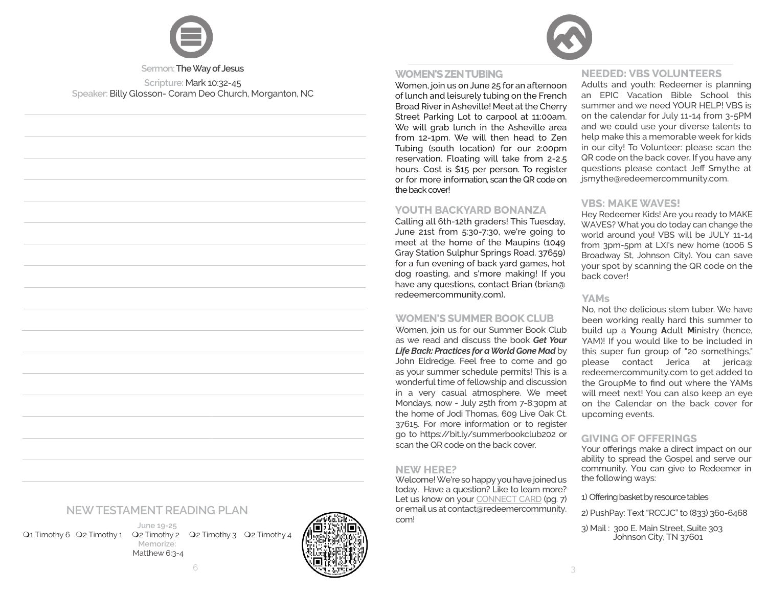Sermon: **The Way of Jesus**

Scripture: Mark 10:32-45

Speaker: Billy Glosson- Coram Deo Church, Morganton, NC

## NEW TESTAMENT READING PLAN

June 19-25

❍1 Timothy 6 ❍2 Timothy 1 ❍2 Timothy 2 ❍2 Timothy 3 ❍2 Timothy 4

Memorize:
Matthew 6:3-4

## WOMEN'S ZEN TUBING

Women, join us on June 25 for an afternoon of lunch and leisurely tubing on the French Broad River in Asheville! Meet at the Cherry Street Parking Lot to carpool at 11:00am. We will grab lunch in the Asheville area from 12-1pm. We will then head to Zen Tubing (south location) for our 2:00pm reservation. Floating will take from 2-2.5 hours. Cost is $15 per person. To register or for more information, scan the QR code on the back cover!

## YOUTH BACKYARD BONANZA

Calling all 6th-12th graders! This Tuesday, June 21st from 5:30-7:30, we're going to meet at the home of the Maupins (1049 Gray Station Sulphur Springs Road. 37659) for a fun evening of back yard games, hot dog roasting, and s'more making! If you have any questions, contact Brian (brian@redeemercommunity.com).

## WOMEN'S SUMMER BOOK CLUB

Women, join us for our Summer Book Club as we read and discuss the book ***Get Your Life Back: Practices for a World Gone Mad*** by John Eldredge. Feel free to come and go as your summer schedule permits! This is a wonderful time of fellowship and discussion in a very casual atmosphere. We meet Mondays, now - July 25th from 7-8:30pm at the home of Jodi Thomas, 609 Live Oak Ct. 37615. For more information or to register go to https://bit.ly/summerbookclub202 or scan the QR code on the back cover.

## NEW HERE?

Welcome! We're so happy you have joined us today. Have a question? Like to learn more? Let us know on your CONNECT CARD (pg. 7) or email us at contact@redeemercommunity.com!

## NEEDED: VBS VOLUNTEERS

Adults and youth: Redeemer is planning an EPIC Vacation Bible School this summer and we need YOUR HELP! VBS is on the calendar for July 11-14 from 3-5PM and we could use your diverse talents to help make this a memorable week for kids in our city! To Volunteer: please scan the QR code on the back cover. If you have any questions please contact Jeff Smythe at jsmythe@redeemercommunity.com.

## VBS: MAKE WAVES!

Hey Redeemer Kids! Are you ready to MAKE WAVES? What you do today can change the world around you! VBS will be JULY 11-14 from 3pm-5pm at LXI's new home (1006 S Broadway St, Johnson City). You can save your spot by scanning the QR code on the back cover!

## YAMs

No, not the delicious stem tuber. We have been working really hard this summer to build up a **Y**oung **A**dult **M**inistry (hence, YAM)! If you would like to be included in this super fun group of "20 somethings," please contact Jerica at jerica@redeemercommunity.com to get added to the GroupMe to find out where the YAMs will meet next! You can also keep an eye on the Calendar on the back cover for upcoming events.

## GIVING OF OFFERINGS

Your offerings make a direct impact on our ability to spread the Gospel and serve our community. You can give to Redeemer in the following ways:

1) Offering basket by resource tables

2) PushPay: Text "RCCJC" to (833) 360-6468

3) Mail : 300 E. Main Street, Suite 303
Johnson City, TN 37601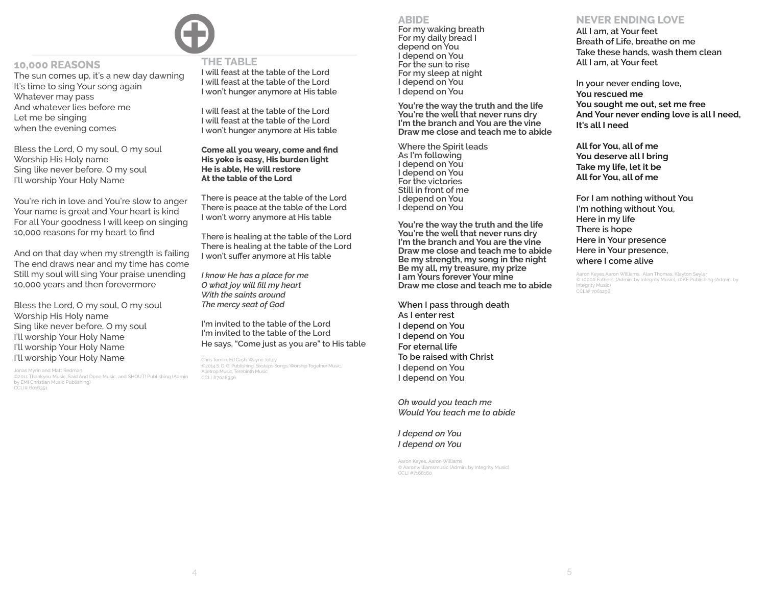## 10,000 REASONS

The sun comes up, it's a new day dawning
It's time to sing Your song again
Whatever may pass
And whatever lies before me
Let me be singing
when the evening comes

Bless the Lord, O my soul, O my soul
Worship His Holy name
Sing like never before, O my soul
I'll worship Your Holy Name

You're rich in love and You're slow to anger
Your name is great and Your heart is kind
For all Your goodness I will keep on singing
10,000 reasons for my heart to find

And on that day when my strength is failing
The end draws near and my time has come
Still my soul will sing Your praise unending
10,000 years and then forevermore

Bless the Lord, O my soul, O my soul
Worship His Holy name
Sing like never before, O my soul
I'll worship Your Holy Name
I'll worship Your Holy Name
I'll worship Your Holy Name

Jonas Myrin and Matt Redman
©2011 Thankyou Music, Said And Done Music, and SHOUT! Publishing (Admin by EMI Christian Music Publishing)
CCLI# 6016351

## THE TABLE

I will feast at the table of the Lord
I will feast at the table of the Lord
I won't hunger anymore at His table

I will feast at the table of the Lord
I will feast at the table of the Lord
I won't hunger anymore at His table

**Come all you weary, come and find**
**His yoke is easy, His burden light**
**He is able, He will restore**
**At the table of the Lord**

There is peace at the table of the Lord
There is peace at the table of the Lord
I won't worry anymore at His table

There is healing at the table of the Lord
There is healing at the table of the Lord
I won't suffer anymore at His table

*I know He has a place for me*
*O what joy will fill my heart*
*With the saints around*
*The mercy seat of God*

I'm invited to the table of the Lord
I'm invited to the table of the Lord
He says, "Come just as you are" to His table

Chris Tomlin, Ed Cash, Wayne Jolley
©2014 S. D. G. Publishing, Sixsteps Songs, Worship Together Music, Alletrop Music, Terebinth Music
CCLI #7028956

## ABIDE

For my waking breath
For my daily bread I
depend on You
I depend on You
For the sun to rise
For my sleep at night
I depend on You
I depend on You

**You're the way the truth and the life**
**You're the well that never runs dry**
**I'm the branch and You are the vine**
**Draw me close and teach me to abide**

Where the Spirit leads
As I'm following
I depend on You
I depend on You
For the victories
Still in front of me
I depend on You
I depend on You

**You're the way the truth and the life**
**You're the well that never runs dry**
**I'm the branch and You are the vine**
**Draw me close and teach me to abide**
**Be my strength, my song in the night**
**Be my all, my treasure, my prize**
**I am Yours forever Your mine**
**Draw me close and teach me to abide**

When I pass through death
As I enter rest
I depend on You
I depend on You
For eternal life
To be raised with Christ
I depend on You
I depend on You

*Oh would you teach me*
*Would You teach me to abide*

*I depend on You*
*I depend on You*

Aaron Keyes, Aaron Williams
© Aaronwilliamsmusic (Admin. by Integrity Music)
CCLI #7168160

## NEVER ENDING LOVE

All I am, at Your feet
Breath of Life, breathe on me
Take these hands, wash them clean
All I am, at Your feet

In your never ending love,
**You rescued me**
**You sought me out, set me free**
**And Your never ending love is all I need,**
**It's all I need**

**All for You, all of me**
**You deserve all I bring**
**Take my life, let it be**
**All for You, all of me**

For I am nothing without You
I'm nothing without You,
Here in my life
There is hope
Here in Your presence
Here in Your presence,
where I come alive

Aaron Keyes,Aaron Williams, Alan Thomas, Klayton Seyler
© 10000 Fathers, (Admin. by Integrity Music), 10KF Publishing (Admin. by Integrity Music)
CCLI# 7061296